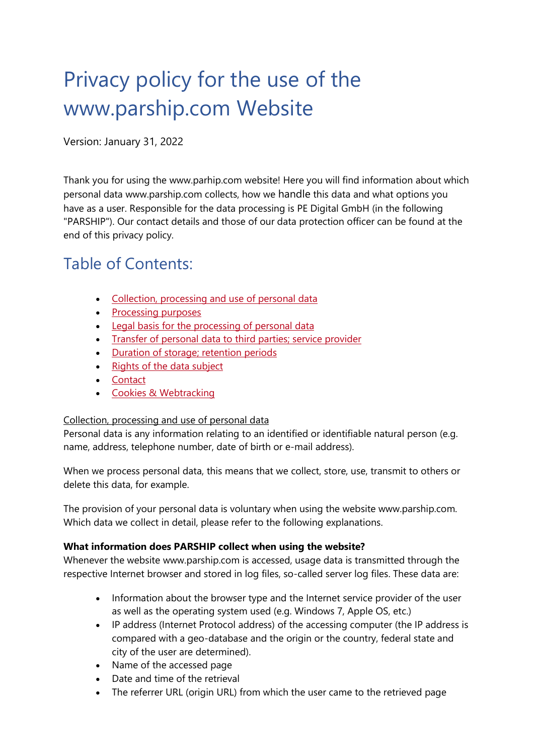# Privacy policy for the use of the www.parship.com Website

Version: January 31, 2022

Thank you for using the www.parhip.com website! Here you will find information about which personal data www.parship.com collects, how we handle this data and what options you have as a user. Responsible for the data processing is PE Digital GmbH (in the following "PARSHIP"). Our contact details and those of our data protection officer can be found at the end of this privacy policy.

## Table of Contents:

- Collection, processing and use of personal data
- Processing purposes
- Legal basis for the processing of personal data
- Transfer of personal data to third parties; service provider
- Duration of storage; retention periods
- Rights of the data subject
- Contact
- Cookies & Webtracking

Collection, processing and use of personal data

Personal data is any information relating to an identified or identifiable natural person (e.g. name, address, telephone number, date of birth or e-mail address).

When we process personal data, this means that we collect, store, use, transmit to others or delete this data, for example.

The provision of your personal data is voluntary when using the website www.parship.com. Which data we collect in detail, please refer to the following explanations.

**What information does PARSHIP collect when using the website?**

Whenever the website www.parship.com is accessed, usage data is transmitted through the respective Internet browser and stored in log files, so-called server log files. These data are:

- Information about the browser type and the Internet service provider of the user as well as the operating system used (e.g. Windows 7, Apple OS, etc.)
- IP address (Internet Protocol address) of the accessing computer (the IP address is compared with a geo-database and the origin or the country, federal state and city of the user are determined).
- Name of the accessed page
- Date and time of the retrieval
- The referrer URL (origin URL) from which the user came to the retrieved page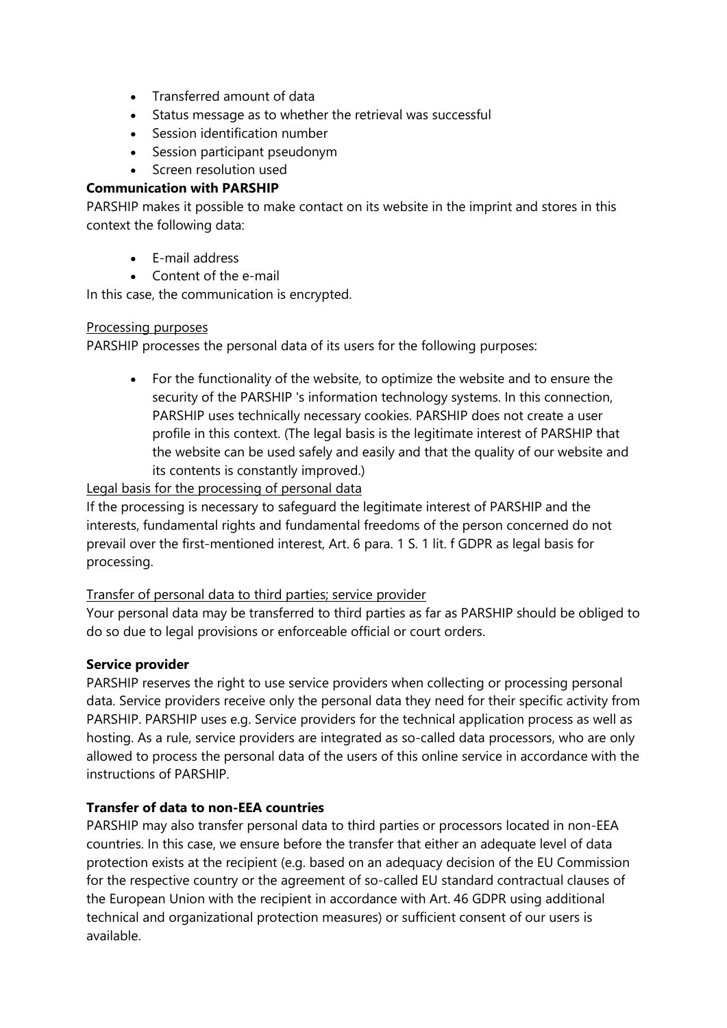- Transferred amount of data
- Status message as to whether the retrieval was successful
- Session identification number
- Session participant pseudonym
- Screen resolution used

**Communication with PARSHIP**

PARSHIP makes it possible to make contact on its website in the imprint and stores in this context the following data:

- E-mail address
- Content of the e-mail

In this case, the communication is encrypted.

Processing purposes

PARSHIP processes the personal data of its users for the following purposes:

- For the functionality of the website, to optimize the website and to ensure the security of the PARSHIP 's information technology systems. In this connection, PARSHIP uses technically necessary cookies. PARSHIP does not create a user profile in this context. (The legal basis is the legitimate interest of PARSHIP that the website can be used safely and easily and that the quality of our website and its contents is constantly improved.)

Legal basis for the processing of personal data

If the processing is necessary to safeguard the legitimate interest of PARSHIP and the interests, fundamental rights and fundamental freedoms of the person concerned do not prevail over the first-mentioned interest, Art. 6 para. 1 S. 1 lit. f GDPR as legal basis for processing.

Transfer of personal data to third parties; service provider

Your personal data may be transferred to third parties as far as PARSHIP should be obliged to do so due to legal provisions or enforceable official or court orders.

**Service provider**

PARSHIP reserves the right to use service providers when collecting or processing personal data. Service providers receive only the personal data they need for their specific activity from PARSHIP. PARSHIP uses e.g. Service providers for the technical application process as well as hosting. As a rule, service providers are integrated as so-called data processors, who are only allowed to process the personal data of the users of this online service in accordance with the instructions of PARSHIP.

**Transfer of data to non-EEA countries**

PARSHIP may also transfer personal data to third parties or processors located in non-EEA countries. In this case, we ensure before the transfer that either an adequate level of data protection exists at the recipient (e.g. based on an adequacy decision of the EU Commission for the respective country or the agreement of so-called EU standard contractual clauses of the European Union with the recipient in accordance with Art. 46 GDPR using additional technical and organizational protection measures) or sufficient consent of our users is available.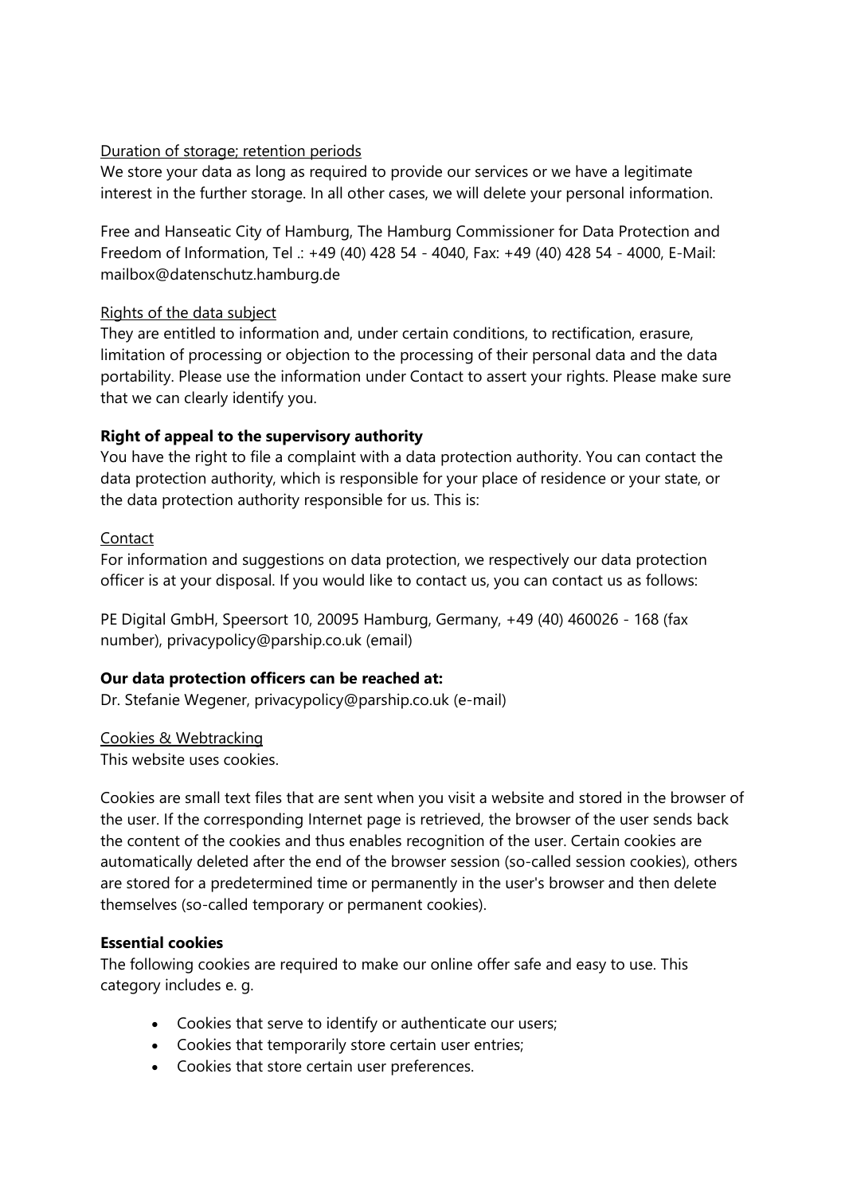<u>Duration of storage; retention periods</u>

We store your data as long as required to provide our services or we have a legitimate interest in the further storage. In all other cases, we will delete your personal information.

Free and Hanseatic City of Hamburg, The Hamburg Commissioner for Data Protection and Freedom of Information, Tel .: +49 (40) 428 54 - 4040, Fax: +49 (40) 428 54 - 4000, E-Mail: mailbox@datenschutz.hamburg.de

<u>Rights of the data subject</u>

They are entitled to information and, under certain conditions, to rectification, erasure, limitation of processing or objection to the processing of their personal data and the data portability. Please use the information under Contact to assert your rights. Please make sure that we can clearly identify you.

**Right of appeal to the supervisory authority**

You have the right to file a complaint with a data protection authority. You can contact the data protection authority, which is responsible for your place of residence or your state, or the data protection authority responsible for us. This is:

<u>Contact</u>

For information and suggestions on data protection, we respectively our data protection officer is at your disposal. If you would like to contact us, you can contact us as follows:

PE Digital GmbH, Speersort 10, 20095 Hamburg, Germany, +49 (40) 460026 - 168 (fax number), privacypolicy@parship.co.uk (email)

**Our data protection officers can be reached at:**

Dr. Stefanie Wegener, privacypolicy@parship.co.uk (e-mail)

<u>Cookies & Webtracking</u>

This website uses cookies.

Cookies are small text files that are sent when you visit a website and stored in the browser of the user. If the corresponding Internet page is retrieved, the browser of the user sends back the content of the cookies and thus enables recognition of the user. Certain cookies are automatically deleted after the end of the browser session (so-called session cookies), others are stored for a predetermined time or permanently in the user's browser and then delete themselves (so-called temporary or permanent cookies).

**Essential cookies**

The following cookies are required to make our online offer safe and easy to use. This category includes e. g.

- Cookies that serve to identify or authenticate our users;
- Cookies that temporarily store certain user entries;
- Cookies that store certain user preferences.